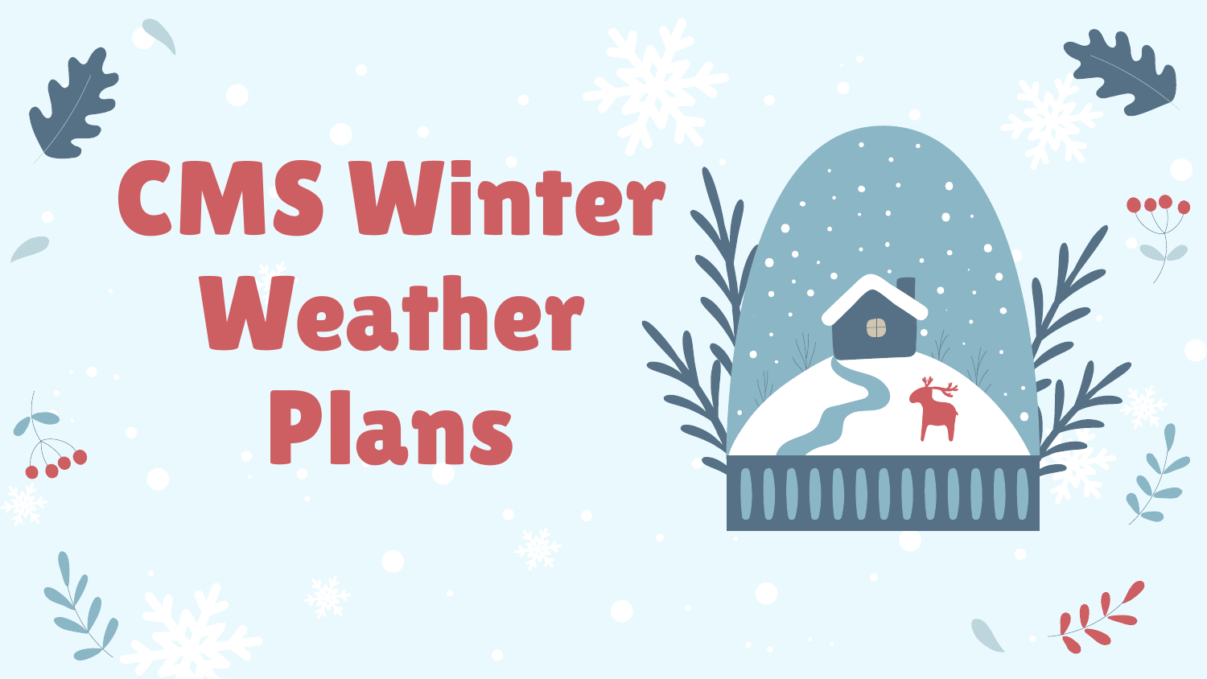# CMS Winter Weather Plans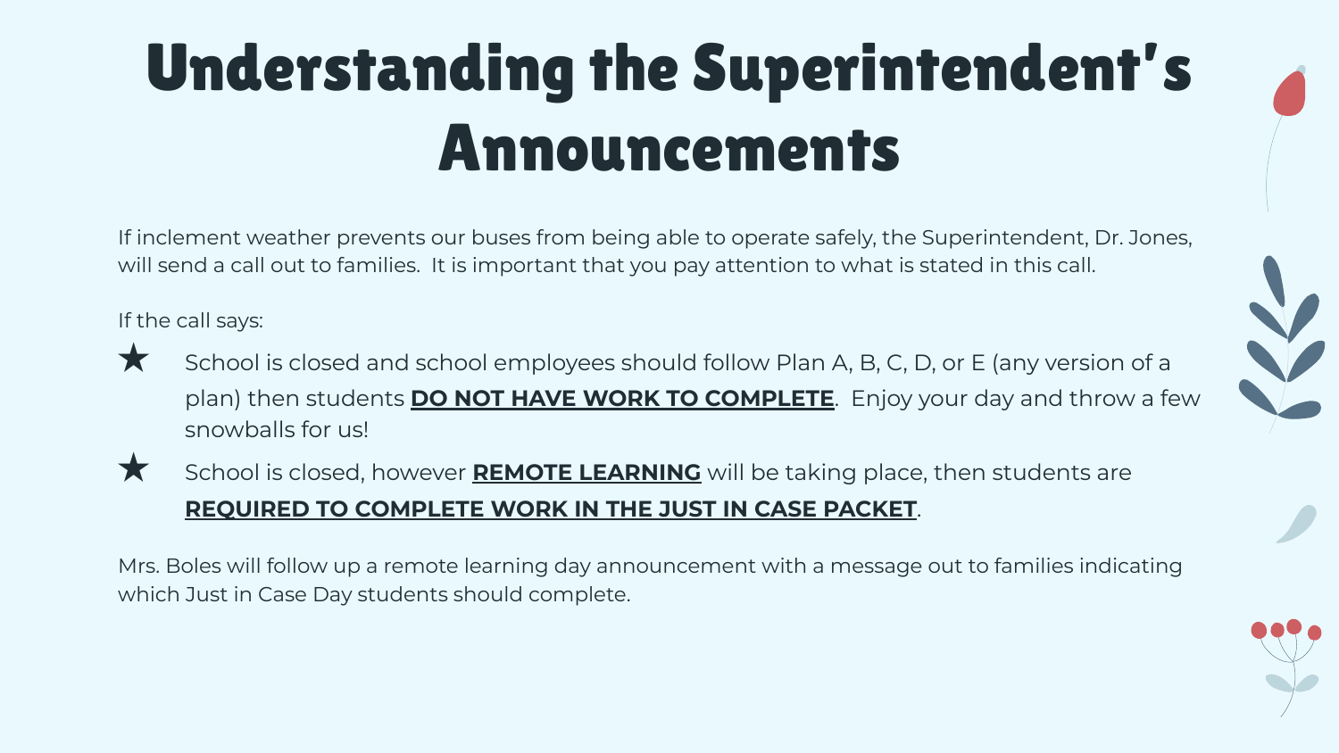# Understanding the Superintendent's Announcements

If inclement weather prevents our buses from being able to operate safely, the Superintendent, Dr. Jones, will send a call out to families. It is important that you pay attention to what is stated in this call.

If the call says:

- School is closed and school employees should follow Plan A, B, C, D, or E (any version of a plan) then students **DO NOT HAVE WORK TO COMPLETE**. Enjoy your day and throw a few snowballs for us!
- School is closed, however **REMOTE LEARNING** will be taking place, then students are **REQUIRED TO COMPLETE WORK IN THE JUST IN CASE PACKET**.

Mrs. Boles will follow up a remote learning day announcement with a message out to families indicating which Just in Case Day students should complete.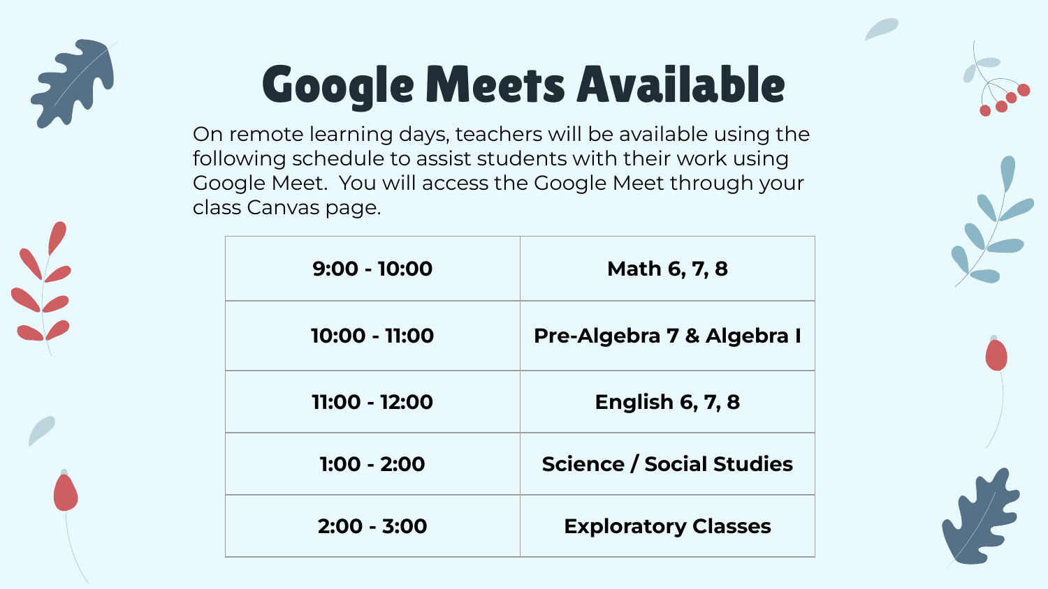# Google Meets Available

On remote learning days, teachers will be available using the following schedule to assist students with their work using Google Meet.  You will access the Google Meet through your class Canvas page.

| | |
|---|---|
| **9:00 - 10:00** | **Math 6, 7, 8** |
| **10:00 - 11:00** | **Pre-Algebra 7 & Algebra I** |
| **11:00 - 12:00** | **English 6, 7, 8** |
| **1:00 - 2:00** | **Science / Social Studies** |
| **2:00 - 3:00** | **Exploratory Classes** |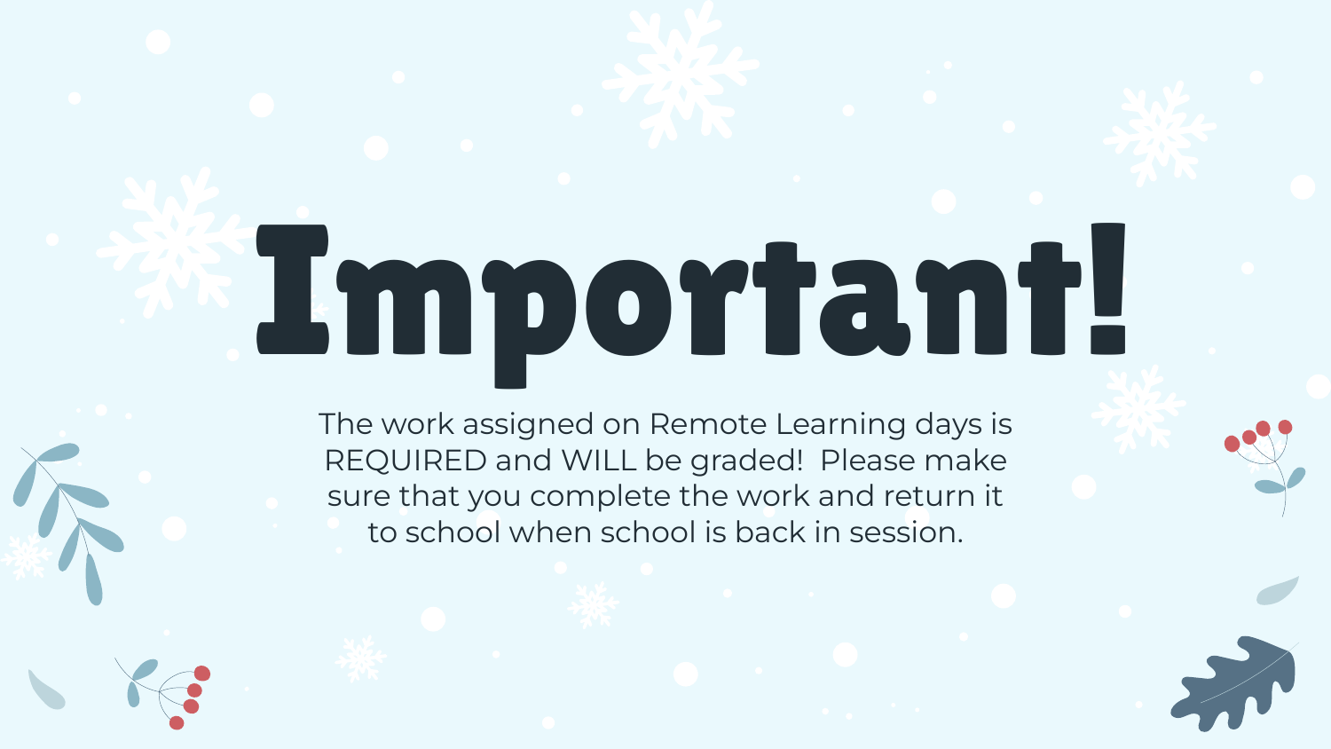# Important!

The work assigned on Remote Learning days is REQUIRED and WILL be graded! Please make sure that you complete the work and return it to school when school is back in session.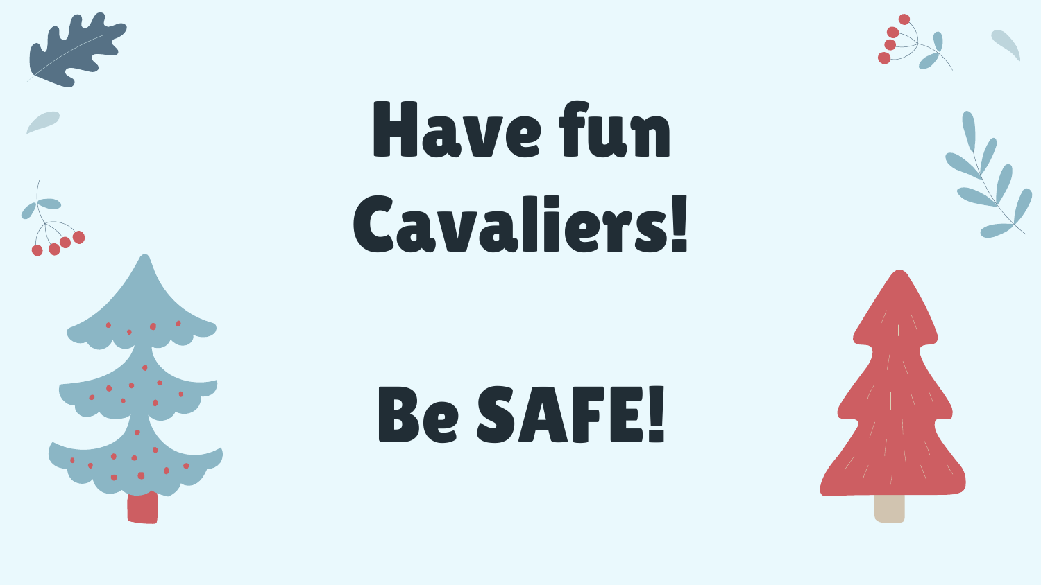# Have fun Cavaliers!

# Be SAFE!